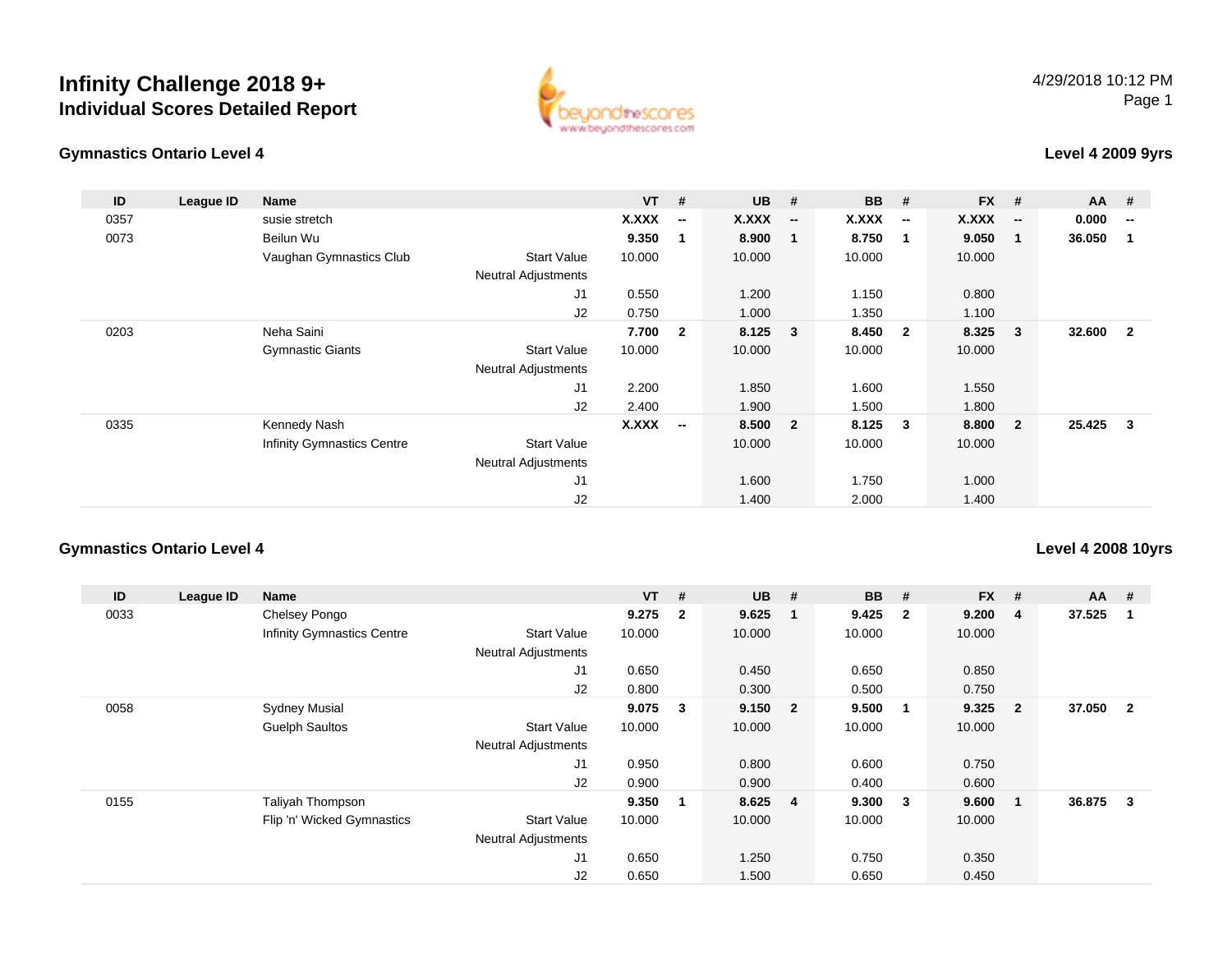# Infinity Challenge 2018 9+

## Individual Scores Detailed Report

4/29/2018 10:12 PM

### Gymnastics Ontario Level 4

**Level 4 2009 9yrs**

| ID | League ID | Name | | VT | # | UB | # | BB | # | FX | # | AA | # |
|---|---|---|---|---|---|---|---|---|---|---|---|---|---|
| 0357 | | susie stretch | | **X.XXX** | **--** | **X.XXX** | **--** | **X.XXX** | **--** | **X.XXX** | **--** | **0.000** | **--** |
| 0073 | | Beilun Wu | | **9.350** | **1** | **8.900** | **1** | **8.750** | **1** | **9.050** | **1** | **36.050** | **1** |
| | | Vaughan Gymnastics Club | Start Value | 10.000 | | 10.000 | | 10.000 | | 10.000 | | | |
| | | | Neutral Adjustments | | | | | | | | | | |
| | | | J1 | 0.550 | | 1.200 | | 1.150 | | 0.800 | | | |
| | | | J2 | 0.750 | | 1.000 | | 1.350 | | 1.100 | | | |
| 0203 | | Neha Saini | | **7.700** | **2** | **8.125** | **3** | **8.450** | **2** | **8.325** | **3** | **32.600** | **2** |
| | | Gymnastic Giants | Start Value | 10.000 | | 10.000 | | 10.000 | | 10.000 | | | |
| | | | Neutral Adjustments | | | | | | | | | | |
| | | | J1 | 2.200 | | 1.850 | | 1.600 | | 1.550 | | | |
| | | | J2 | 2.400 | | 1.900 | | 1.500 | | 1.800 | | | |
| 0335 | | Kennedy Nash | | **X.XXX** | **--** | **8.500** | **2** | **8.125** | **3** | **8.800** | **2** | **25.425** | **3** |
| | | Infinity Gymnastics Centre | Start Value | | | 10.000 | | 10.000 | | 10.000 | | | |
| | | | Neutral Adjustments | | | | | | | | | | |
| | | | J1 | | | 1.600 | | 1.750 | | 1.000 | | | |
| | | | J2 | | | 1.400 | | 2.000 | | 1.400 | | | |

### Gymnastics Ontario Level 4

**Level 4 2008 10yrs**

| ID | League ID | Name | | VT | # | UB | # | BB | # | FX | # | AA | # |
|---|---|---|---|---|---|---|---|---|---|---|---|---|---|
| 0033 | | Chelsey Pongo | | **9.275** | **2** | **9.625** | **1** | **9.425** | **2** | **9.200** | **4** | **37.525** | **1** |
| | | Infinity Gymnastics Centre | Start Value | 10.000 | | 10.000 | | 10.000 | | 10.000 | | | |
| | | | Neutral Adjustments | | | | | | | | | | |
| | | | J1 | 0.650 | | 0.450 | | 0.650 | | 0.850 | | | |
| | | | J2 | 0.800 | | 0.300 | | 0.500 | | 0.750 | | | |
| 0058 | | Sydney Musial | | **9.075** | **3** | **9.150** | **2** | **9.500** | **1** | **9.325** | **2** | **37.050** | **2** |
| | | Guelph Saultos | Start Value | 10.000 | | 10.000 | | 10.000 | | 10.000 | | | |
| | | | Neutral Adjustments | | | | | | | | | | |
| | | | J1 | 0.950 | | 0.800 | | 0.600 | | 0.750 | | | |
| | | | J2 | 0.900 | | 0.900 | | 0.400 | | 0.600 | | | |
| 0155 | | Taliyah Thompson | | **9.350** | **1** | **8.625** | **4** | **9.300** | **3** | **9.600** | **1** | **36.875** | **3** |
| | | Flip 'n' Wicked Gymnastics | Start Value | 10.000 | | 10.000 | | 10.000 | | 10.000 | | | |
| | | | Neutral Adjustments | | | | | | | | | | |
| | | | J1 | 0.650 | | 1.250 | | 0.750 | | 0.350 | | | |
| | | | J2 | 0.650 | | 1.500 | | 0.650 | | 0.450 | | | |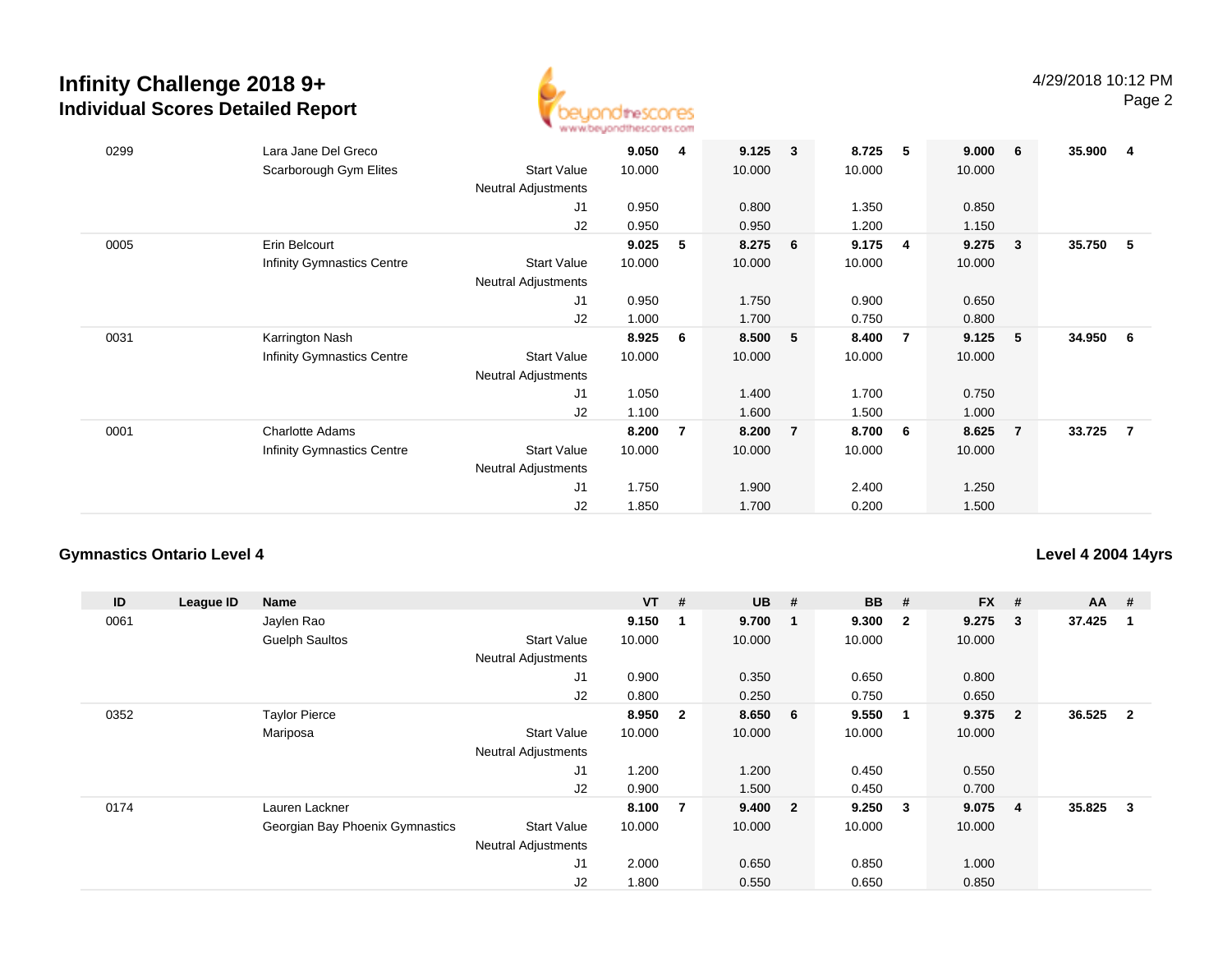# Infinity Challenge 2018 9+

## Individual Scores Detailed Report

4/29/2018 10:12 PM

| ID | League ID | Name | | VT | # | UB | # | BB | # | FX | # | AA | # |
|---|---|---|---|---|---|---|---|---|---|---|---|---|---|
| 0299 | | Lara Jane Del Greco | | **9.050** | **4** | **9.125** | **3** | **8.725** | **5** | **9.000** | **6** | **35.900** | **4** |
| | | Scarborough Gym Elites | Start Value | 10.000 | | 10.000 | | 10.000 | | 10.000 | | | |
| | | | Neutral Adjustments | | | | | | | | | | |
| | | | J1 | 0.950 | | 0.800 | | 1.350 | | 0.850 | | | |
| | | | J2 | 0.950 | | 0.950 | | 1.200 | | 1.150 | | | |
| 0005 | | Erin Belcourt | | **9.025** | **5** | **8.275** | **6** | **9.175** | **4** | **9.275** | **3** | **35.750** | **5** |
| | | Infinity Gymnastics Centre | Start Value | 10.000 | | 10.000 | | 10.000 | | 10.000 | | | |
| | | | Neutral Adjustments | | | | | | | | | | |
| | | | J1 | 0.950 | | 1.750 | | 0.900 | | 0.650 | | | |
| | | | J2 | 1.000 | | 1.700 | | 0.750 | | 0.800 | | | |
| 0031 | | Karrington Nash | | **8.925** | **6** | **8.500** | **5** | **8.400** | **7** | **9.125** | **5** | **34.950** | **6** |
| | | Infinity Gymnastics Centre | Start Value | 10.000 | | 10.000 | | 10.000 | | 10.000 | | | |
| | | | Neutral Adjustments | | | | | | | | | | |
| | | | J1 | 1.050 | | 1.400 | | 1.700 | | 0.750 | | | |
| | | | J2 | 1.100 | | 1.600 | | 1.500 | | 1.000 | | | |
| 0001 | | Charlotte Adams | | **8.200** | **7** | **8.200** | **7** | **8.700** | **6** | **8.625** | **7** | **33.725** | **7** |
| | | Infinity Gymnastics Centre | Start Value | 10.000 | | 10.000 | | 10.000 | | 10.000 | | | |
| | | | Neutral Adjustments | | | | | | | | | | |
| | | | J1 | 1.750 | | 1.900 | | 2.400 | | 1.250 | | | |
| | | | J2 | 1.850 | | 1.700 | | 0.200 | | 1.500 | | | |

### Gymnastics Ontario Level 4

**Level 4 2004 14yrs**

| ID | League ID | Name | | VT | # | UB | # | BB | # | FX | # | AA | # |
|---|---|---|---|---|---|---|---|---|---|---|---|---|---|
| 0061 | | Jaylen Rao | | **9.150** | **1** | **9.700** | **1** | **9.300** | **2** | **9.275** | **3** | **37.425** | **1** |
| | | Guelph Saultos | Start Value | 10.000 | | 10.000 | | 10.000 | | 10.000 | | | |
| | | | Neutral Adjustments | | | | | | | | | | |
| | | | J1 | 0.900 | | 0.350 | | 0.650 | | 0.800 | | | |
| | | | J2 | 0.800 | | 0.250 | | 0.750 | | 0.650 | | | |
| 0352 | | Taylor Pierce | | **8.950** | **2** | **8.650** | **6** | **9.550** | **1** | **9.375** | **2** | **36.525** | **2** |
| | | Mariposa | Start Value | 10.000 | | 10.000 | | 10.000 | | 10.000 | | | |
| | | | Neutral Adjustments | | | | | | | | | | |
| | | | J1 | 1.200 | | 1.200 | | 0.450 | | 0.550 | | | |
| | | | J2 | 0.900 | | 1.500 | | 0.450 | | 0.700 | | | |
| 0174 | | Lauren Lackner | | **8.100** | **7** | **9.400** | **2** | **9.250** | **3** | **9.075** | **4** | **35.825** | **3** |
| | | Georgian Bay Phoenix Gymnastics | Start Value | 10.000 | | 10.000 | | 10.000 | | 10.000 | | | |
| | | | Neutral Adjustments | | | | | | | | | | |
| | | | J1 | 2.000 | | 0.650 | | 0.850 | | 1.000 | | | |
| | | | J2 | 1.800 | | 0.550 | | 0.650 | | 0.850 | | | |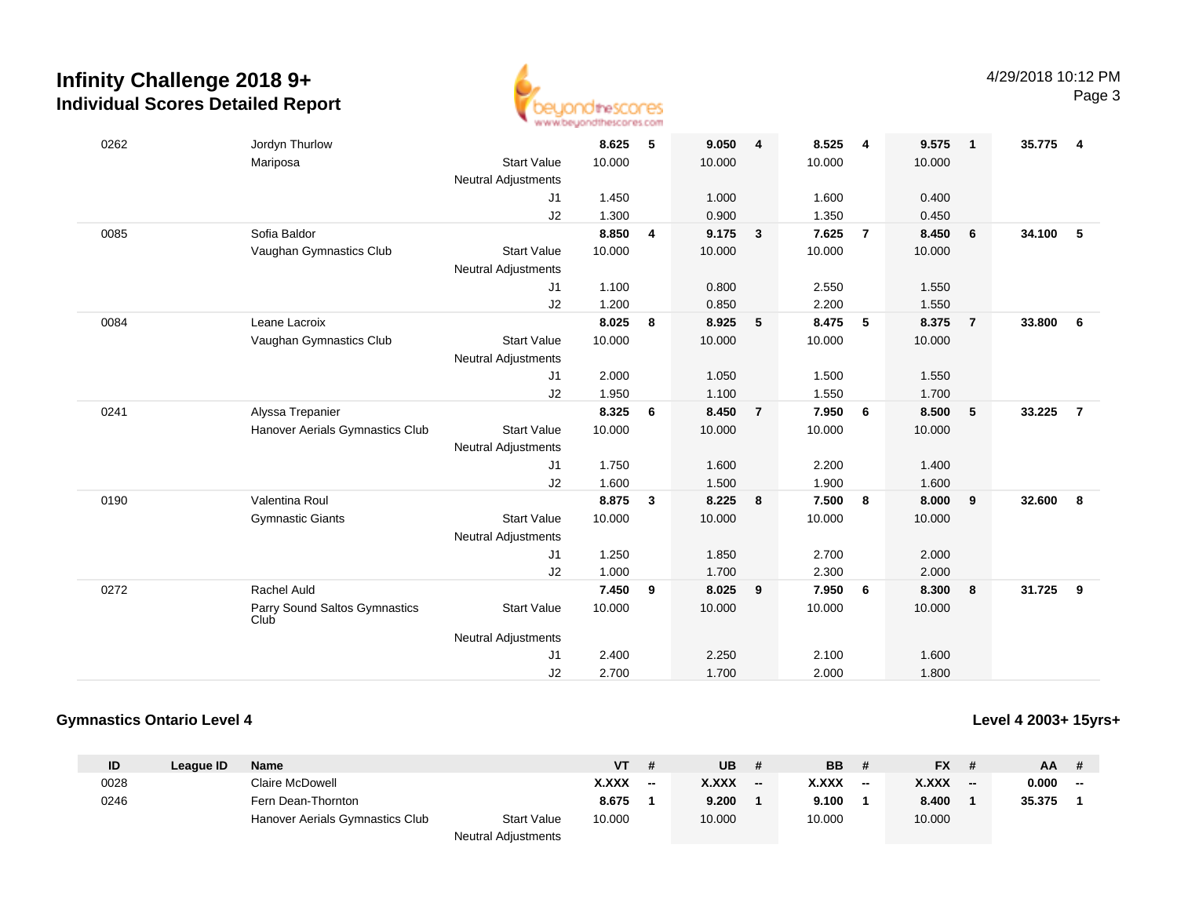| ID | League ID | Name | | VT | # | UB | # | BB | # | FX | # | AA | # |
|---|---|---|---|---|---|---|---|---|---|---|---|---|---|
| 0262 | | Jordyn Thurlow | | **8.625** | **5** | **9.050** | **4** | **8.525** | **4** | **9.575** | **1** | **35.775** | **4** |
| | | Mariposa | Start Value | 10.000 | | 10.000 | | 10.000 | | 10.000 | | | |
| | | | Neutral Adjustments | | | | | | | | | | |
| | | | J1 | 1.450 | | 1.000 | | 1.600 | | 0.400 | | | |
| | | | J2 | 1.300 | | 0.900 | | 1.350 | | 0.450 | | | |
| 0085 | | Sofia Baldor | | **8.850** | **4** | **9.175** | **3** | **7.625** | **7** | **8.450** | **6** | **34.100** | **5** |
| | | Vaughan Gymnastics Club | Start Value | 10.000 | | 10.000 | | 10.000 | | 10.000 | | | |
| | | | Neutral Adjustments | | | | | | | | | | |
| | | | J1 | 1.100 | | 0.800 | | 2.550 | | 1.550 | | | |
| | | | J2 | 1.200 | | 0.850 | | 2.200 | | 1.550 | | | |
| 0084 | | Leane Lacroix | | **8.025** | **8** | **8.925** | **5** | **8.475** | **5** | **8.375** | **7** | **33.800** | **6** |
| | | Vaughan Gymnastics Club | Start Value | 10.000 | | 10.000 | | 10.000 | | 10.000 | | | |
| | | | Neutral Adjustments | | | | | | | | | | |
| | | | J1 | 2.000 | | 1.050 | | 1.500 | | 1.550 | | | |
| | | | J2 | 1.950 | | 1.100 | | 1.550 | | 1.700 | | | |
| 0241 | | Alyssa Trepanier | | **8.325** | **6** | **8.450** | **7** | **7.950** | **6** | **8.500** | **5** | **33.225** | **7** |
| | | Hanover Aerials Gymnastics Club | Start Value | 10.000 | | 10.000 | | 10.000 | | 10.000 | | | |
| | | | Neutral Adjustments | | | | | | | | | | |
| | | | J1 | 1.750 | | 1.600 | | 2.200 | | 1.400 | | | |
| | | | J2 | 1.600 | | 1.500 | | 1.900 | | 1.600 | | | |
| 0190 | | Valentina Roul | | **8.875** | **3** | **8.225** | **8** | **7.500** | **8** | **8.000** | **9** | **32.600** | **8** |
| | | Gymnastic Giants | Start Value | 10.000 | | 10.000 | | 10.000 | | 10.000 | | | |
| | | | Neutral Adjustments | | | | | | | | | | |
| | | | J1 | 1.250 | | 1.850 | | 2.700 | | 2.000 | | | |
| | | | J2 | 1.000 | | 1.700 | | 2.300 | | 2.000 | | | |
| 0272 | | Rachel Auld | | **7.450** | **9** | **8.025** | **9** | **7.950** | **6** | **8.300** | **8** | **31.725** | **9** |
| | | Parry Sound Saltos Gymnastics Club | Start Value | 10.000 | | 10.000 | | 10.000 | | 10.000 | | | |
| | | | Neutral Adjustments | | | | | | | | | | |
| | | | J1 | 2.400 | | 2.250 | | 2.100 | | 1.600 | | | |
| | | | J2 | 2.700 | | 1.700 | | 2.000 | | 1.800 | | | |

## Gymnastics Ontario Level 4

**Level 4 2003+ 15yrs+**

| ID | League ID | Name | | VT | # | UB | # | BB | # | FX | # | AA | # |
|---|---|---|---|---|---|---|---|---|---|---|---|---|---|
| 0028 | | Claire McDowell | | **X.XXX** | **--** | **X.XXX** | **--** | **X.XXX** | **--** | **X.XXX** | **--** | **0.000** | **--** |
| 0246 | | Fern Dean-Thornton | | **8.675** | **1** | **9.200** | **1** | **9.100** | **1** | **8.400** | **1** | **35.375** | **1** |
| | | Hanover Aerials Gymnastics Club | Start Value | 10.000 | | 10.000 | | 10.000 | | 10.000 | | | |
| | | | Neutral Adjustments | | | | | | | | | | |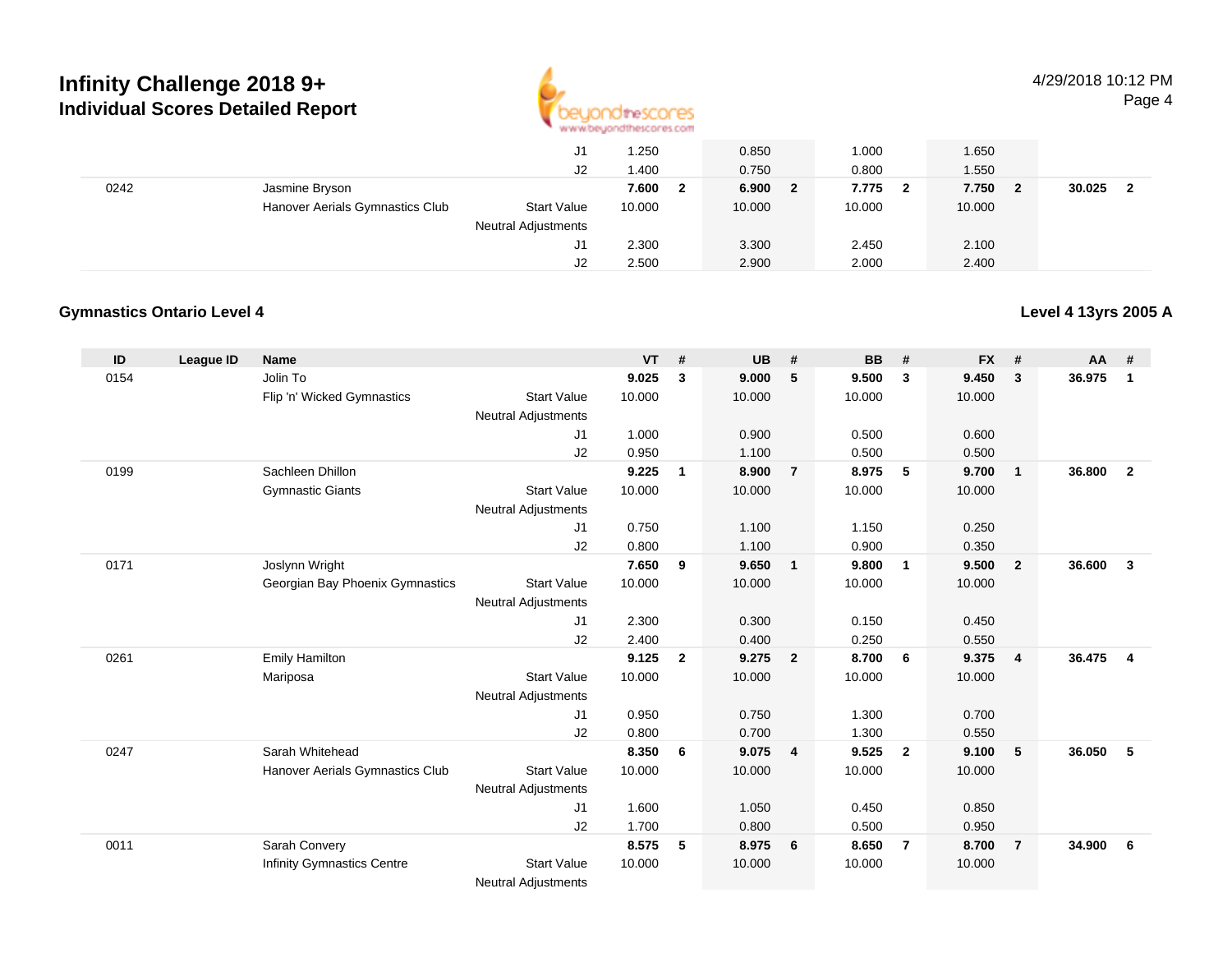| ID | League ID | Name | | VT | # | UB | # | BB | # | FX | # | AA | # |
|---|---|---|---|---|---|---|---|---|---|---|---|---|---|
| | | | J1 | 1.250 | | 0.850 | | 1.000 | | 1.650 | | | |
| | | | J2 | 1.400 | | 0.750 | | 0.800 | | 1.550 | | | |
| 0242 | | Jasmine Bryson | | **7.600** | **2** | **6.900** | **2** | **7.775** | **2** | **7.750** | **2** | **30.025** | **2** |
| | | Hanover Aerials Gymnastics Club | Start Value | 10.000 | | 10.000 | | 10.000 | | 10.000 | | | |
| | | | Neutral Adjustments | | | | | | | | | | |
| | | | J1 | 2.300 | | 3.300 | | 2.450 | | 2.100 | | | |
| | | | J2 | 2.500 | | 2.900 | | 2.000 | | 2.400 | | | |

## Gymnastics Ontario Level 4

**Level 4 13yrs 2005 A**

| ID | League ID | Name | | VT | # | UB | # | BB | # | FX | # | AA | # |
|---|---|---|---|---|---|---|---|---|---|---|---|---|---|
| 0154 | | Jolin To | | **9.025** | **3** | **9.000** | **5** | **9.500** | **3** | **9.450** | **3** | **36.975** | **1** |
| | | Flip 'n' Wicked Gymnastics | Start Value | 10.000 | | 10.000 | | 10.000 | | 10.000 | | | |
| | | | Neutral Adjustments | | | | | | | | | | |
| | | | J1 | 1.000 | | 0.900 | | 0.500 | | 0.600 | | | |
| | | | J2 | 0.950 | | 1.100 | | 0.500 | | 0.500 | | | |
| 0199 | | Sachleen Dhillon | | **9.225** | **1** | **8.900** | **7** | **8.975** | **5** | **9.700** | **1** | **36.800** | **2** |
| | | Gymnastic Giants | Start Value | 10.000 | | 10.000 | | 10.000 | | 10.000 | | | |
| | | | Neutral Adjustments | | | | | | | | | | |
| | | | J1 | 0.750 | | 1.100 | | 1.150 | | 0.250 | | | |
| | | | J2 | 0.800 | | 1.100 | | 0.900 | | 0.350 | | | |
| 0171 | | Joslynn Wright | | **7.650** | **9** | **9.650** | **1** | **9.800** | **1** | **9.500** | **2** | **36.600** | **3** |
| | | Georgian Bay Phoenix Gymnastics | Start Value | 10.000 | | 10.000 | | 10.000 | | 10.000 | | | |
| | | | Neutral Adjustments | | | | | | | | | | |
| | | | J1 | 2.300 | | 0.300 | | 0.150 | | 0.450 | | | |
| | | | J2 | 2.400 | | 0.400 | | 0.250 | | 0.550 | | | |
| 0261 | | Emily Hamilton | | **9.125** | **2** | **9.275** | **2** | **8.700** | **6** | **9.375** | **4** | **36.475** | **4** |
| | | Mariposa | Start Value | 10.000 | | 10.000 | | 10.000 | | 10.000 | | | |
| | | | Neutral Adjustments | | | | | | | | | | |
| | | | J1 | 0.950 | | 0.750 | | 1.300 | | 0.700 | | | |
| | | | J2 | 0.800 | | 0.700 | | 1.300 | | 0.550 | | | |
| 0247 | | Sarah Whitehead | | **8.350** | **6** | **9.075** | **4** | **9.525** | **2** | **9.100** | **5** | **36.050** | **5** |
| | | Hanover Aerials Gymnastics Club | Start Value | 10.000 | | 10.000 | | 10.000 | | 10.000 | | | |
| | | | Neutral Adjustments | | | | | | | | | | |
| | | | J1 | 1.600 | | 1.050 | | 0.450 | | 0.850 | | | |
| | | | J2 | 1.700 | | 0.800 | | 0.500 | | 0.950 | | | |
| 0011 | | Sarah Convery | | **8.575** | **5** | **8.975** | **6** | **8.650** | **7** | **8.700** | **7** | **34.900** | **6** |
| | | Infinity Gymnastics Centre | Start Value | 10.000 | | 10.000 | | 10.000 | | 10.000 | | | |
| | | | Neutral Adjustments | | | | | | | | | | |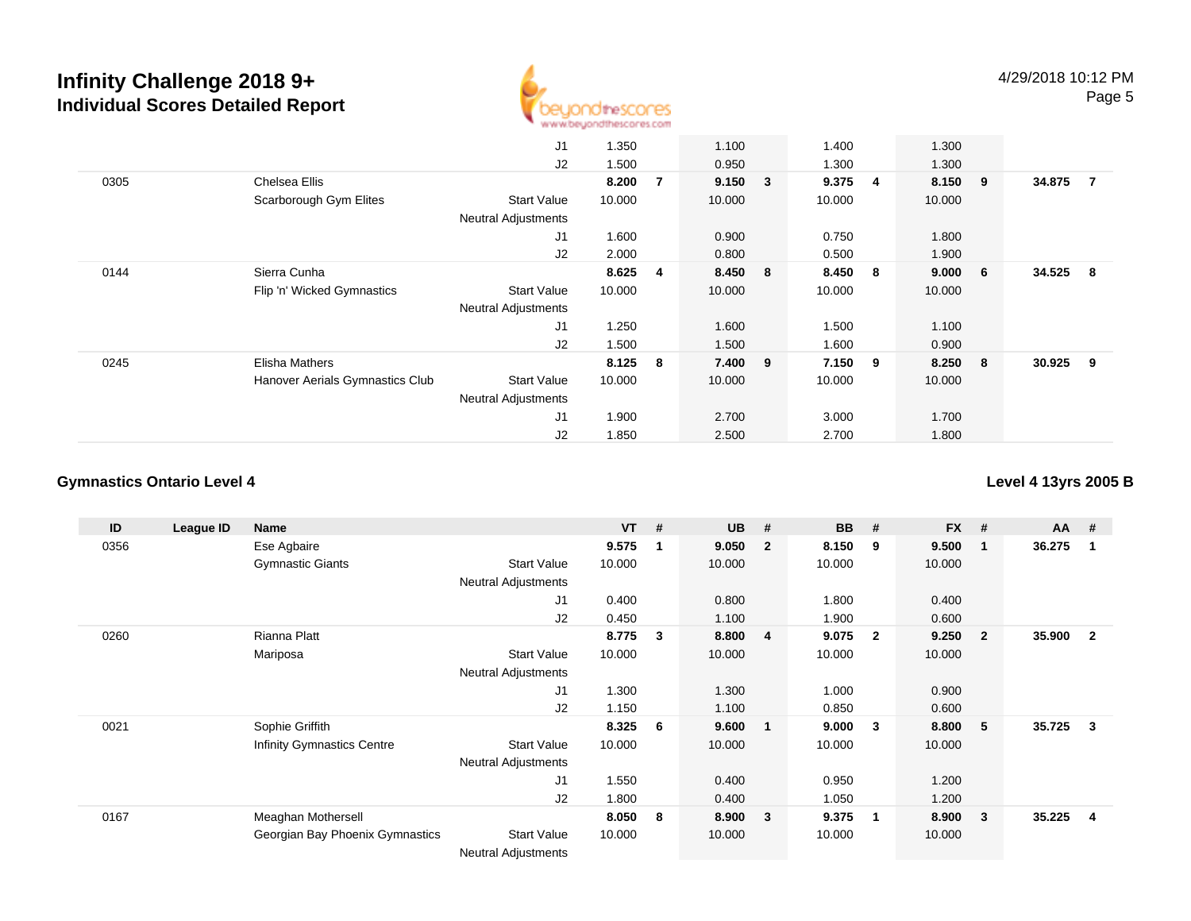# Infinity Challenge 2018 9+
## Individual Scores Detailed Report

| ID | League ID | Name | | VT | # | UB | # | BB | # | FX | # | AA | # |
|---|---|---|---|---|---|---|---|---|---|---|---|---|---|
| | | | J1 | 1.350 | | 1.100 | | 1.400 | | 1.300 | | | |
| | | | J2 | 1.500 | | 0.950 | | 1.300 | | 1.300 | | | |
| 0305 | | Chelsea Ellis | | **8.200** | **7** | **9.150** | **3** | **9.375** | **4** | **8.150** | **9** | **34.875** | **7** |
| | | Scarborough Gym Elites | Start Value | 10.000 | | 10.000 | | 10.000 | | 10.000 | | | |
| | | | Neutral Adjustments | | | | | | | | | | |
| | | | J1 | 1.600 | | 0.900 | | 0.750 | | 1.800 | | | |
| | | | J2 | 2.000 | | 0.800 | | 0.500 | | 1.900 | | | |
| 0144 | | Sierra Cunha | | **8.625** | **4** | **8.450** | **8** | **8.450** | **8** | **9.000** | **6** | **34.525** | **8** |
| | | Flip 'n' Wicked Gymnastics | Start Value | 10.000 | | 10.000 | | 10.000 | | 10.000 | | | |
| | | | Neutral Adjustments | | | | | | | | | | |
| | | | J1 | 1.250 | | 1.600 | | 1.500 | | 1.100 | | | |
| | | | J2 | 1.500 | | 1.500 | | 1.600 | | 0.900 | | | |
| 0245 | | Elisha Mathers | | **8.125** | **8** | **7.400** | **9** | **7.150** | **9** | **8.250** | **8** | **30.925** | **9** |
| | | Hanover Aerials Gymnastics Club | Start Value | 10.000 | | 10.000 | | 10.000 | | 10.000 | | | |
| | | | Neutral Adjustments | | | | | | | | | | |
| | | | J1 | 1.900 | | 2.700 | | 3.000 | | 1.700 | | | |
| | | | J2 | 1.850 | | 2.500 | | 2.700 | | 1.800 | | | |

### Gymnastics Ontario Level 4

### Level 4 13yrs 2005 B

| ID | League ID | Name | | VT | # | UB | # | BB | # | FX | # | AA | # |
|---|---|---|---|---|---|---|---|---|---|---|---|---|---|
| 0356 | | Ese Agbaire | | **9.575** | **1** | **9.050** | **2** | **8.150** | **9** | **9.500** | **1** | **36.275** | **1** |
| | | Gymnastic Giants | Start Value | 10.000 | | 10.000 | | 10.000 | | 10.000 | | | |
| | | | Neutral Adjustments | | | | | | | | | | |
| | | | J1 | 0.400 | | 0.800 | | 1.800 | | 0.400 | | | |
| | | | J2 | 0.450 | | 1.100 | | 1.900 | | 0.600 | | | |
| 0260 | | Rianna Platt | | **8.775** | **3** | **8.800** | **4** | **9.075** | **2** | **9.250** | **2** | **35.900** | **2** |
| | | Mariposa | Start Value | 10.000 | | 10.000 | | 10.000 | | 10.000 | | | |
| | | | Neutral Adjustments | | | | | | | | | | |
| | | | J1 | 1.300 | | 1.300 | | 1.000 | | 0.900 | | | |
| | | | J2 | 1.150 | | 1.100 | | 0.850 | | 0.600 | | | |
| 0021 | | Sophie Griffith | | **8.325** | **6** | **9.600** | **1** | **9.000** | **3** | **8.800** | **5** | **35.725** | **3** |
| | | Infinity Gymnastics Centre | Start Value | 10.000 | | 10.000 | | 10.000 | | 10.000 | | | |
| | | | Neutral Adjustments | | | | | | | | | | |
| | | | J1 | 1.550 | | 0.400 | | 0.950 | | 1.200 | | | |
| | | | J2 | 1.800 | | 0.400 | | 1.050 | | 1.200 | | | |
| 0167 | | Meaghan Mothersell | | **8.050** | **8** | **8.900** | **3** | **9.375** | **1** | **8.900** | **3** | **35.225** | **4** |
| | | Georgian Bay Phoenix Gymnastics | Start Value | 10.000 | | 10.000 | | 10.000 | | 10.000 | | | |
| | | | Neutral Adjustments | | | | | | | | | | |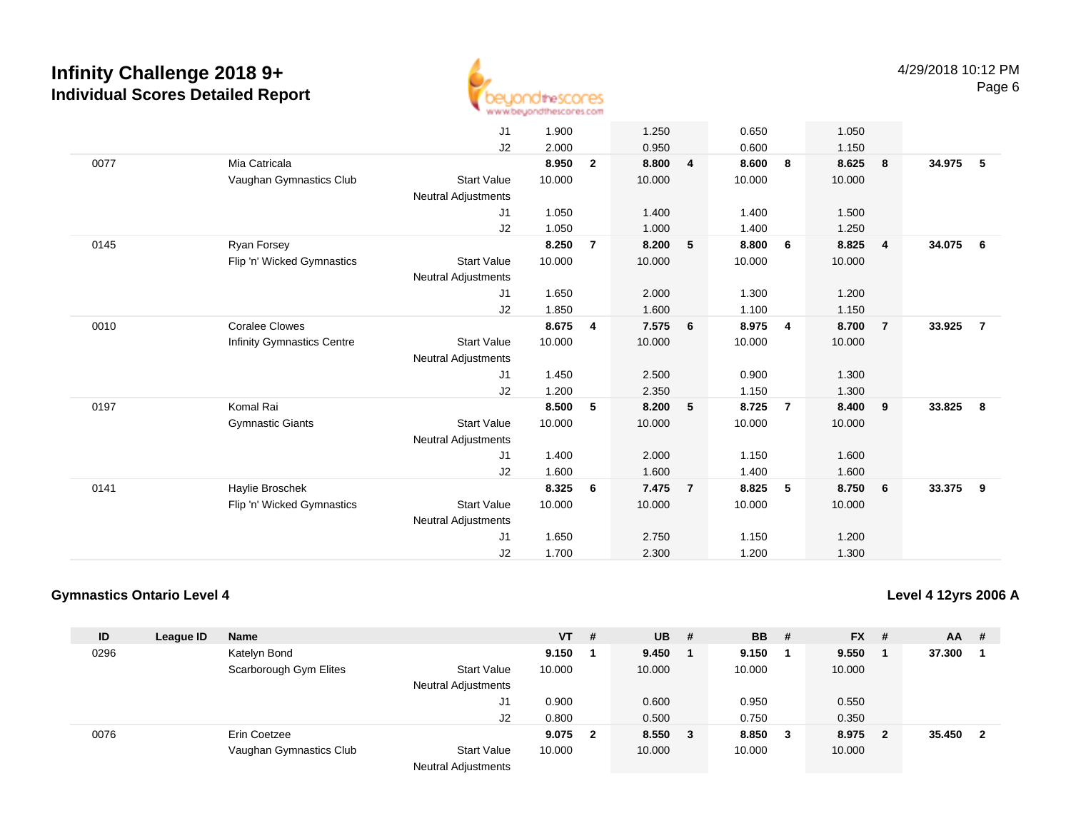# Infinity Challenge 2018 9+
## Individual Scores Detailed Report

| ID | League ID | Name | | VT | # | UB | # | BB | # | FX | # | AA | # |
|---|---|---|---|---|---|---|---|---|---|---|---|---|---|
| | | | J1 | 1.900 | | 1.250 | | 0.650 | | 1.050 | | | |
| | | | J2 | 2.000 | | 0.950 | | 0.600 | | 1.150 | | | |
| 0077 | | Mia Catricala | | **8.950** | **2** | **8.800** | **4** | **8.600** | **8** | **8.625** | **8** | **34.975** | **5** |
| | | Vaughan Gymnastics Club | Start Value | 10.000 | | 10.000 | | 10.000 | | 10.000 | | | |
| | | | Neutral Adjustments | | | | | | | | | | |
| | | | J1 | 1.050 | | 1.400 | | 1.400 | | 1.500 | | | |
| | | | J2 | 1.050 | | 1.000 | | 1.400 | | 1.250 | | | |
| 0145 | | Ryan Forsey | | **8.250** | **7** | **8.200** | **5** | **8.800** | **6** | **8.825** | **4** | **34.075** | **6** |
| | | Flip 'n' Wicked Gymnastics | Start Value | 10.000 | | 10.000 | | 10.000 | | 10.000 | | | |
| | | | Neutral Adjustments | | | | | | | | | | |
| | | | J1 | 1.650 | | 2.000 | | 1.300 | | 1.200 | | | |
| | | | J2 | 1.850 | | 1.600 | | 1.100 | | 1.150 | | | |
| 0010 | | Coralee Clowes | | **8.675** | **4** | **7.575** | **6** | **8.975** | **4** | **8.700** | **7** | **33.925** | **7** |
| | | Infinity Gymnastics Centre | Start Value | 10.000 | | 10.000 | | 10.000 | | 10.000 | | | |
| | | | Neutral Adjustments | | | | | | | | | | |
| | | | J1 | 1.450 | | 2.500 | | 0.900 | | 1.300 | | | |
| | | | J2 | 1.200 | | 2.350 | | 1.150 | | 1.300 | | | |
| 0197 | | Komal Rai | | **8.500** | **5** | **8.200** | **5** | **8.725** | **7** | **8.400** | **9** | **33.825** | **8** |
| | | Gymnastic Giants | Start Value | 10.000 | | 10.000 | | 10.000 | | 10.000 | | | |
| | | | Neutral Adjustments | | | | | | | | | | |
| | | | J1 | 1.400 | | 2.000 | | 1.150 | | 1.600 | | | |
| | | | J2 | 1.600 | | 1.600 | | 1.400 | | 1.600 | | | |
| 0141 | | Haylie Broschek | | **8.325** | **6** | **7.475** | **7** | **8.825** | **5** | **8.750** | **6** | **33.375** | **9** |
| | | Flip 'n' Wicked Gymnastics | Start Value | 10.000 | | 10.000 | | 10.000 | | 10.000 | | | |
| | | | Neutral Adjustments | | | | | | | | | | |
| | | | J1 | 1.650 | | 2.750 | | 1.150 | | 1.200 | | | |
| | | | J2 | 1.700 | | 2.300 | | 1.200 | | 1.300 | | | |

### Gymnastics Ontario Level 4

### Level 4 12yrs 2006 A

| ID | League ID | Name | | VT | # | UB | # | BB | # | FX | # | AA | # |
|---|---|---|---|---|---|---|---|---|---|---|---|---|---|
| 0296 | | Katelyn Bond | | **9.150** | **1** | **9.450** | **1** | **9.150** | **1** | **9.550** | **1** | **37.300** | **1** |
| | | Scarborough Gym Elites | Start Value | 10.000 | | 10.000 | | 10.000 | | 10.000 | | | |
| | | | Neutral Adjustments | | | | | | | | | | |
| | | | J1 | 0.900 | | 0.600 | | 0.950 | | 0.550 | | | |
| | | | J2 | 0.800 | | 0.500 | | 0.750 | | 0.350 | | | |
| 0076 | | Erin Coetzee | | **9.075** | **2** | **8.550** | **3** | **8.850** | **3** | **8.975** | **2** | **35.450** | **2** |
| | | Vaughan Gymnastics Club | Start Value | 10.000 | | 10.000 | | 10.000 | | 10.000 | | | |
| | | | Neutral Adjustments | | | | | | | | | | |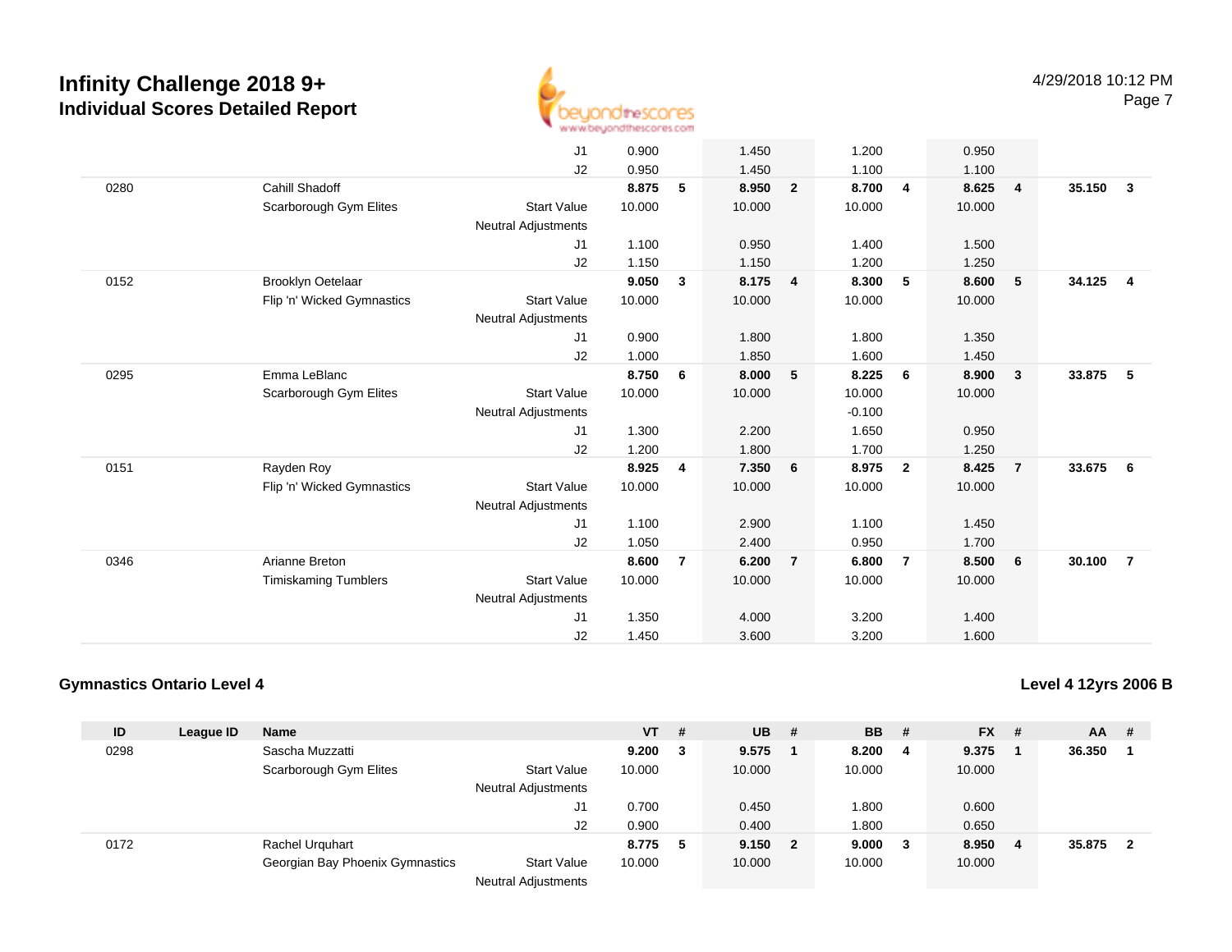# Infinity Challenge 2018 9+

## Individual Scores Detailed Report

4/29/2018 10:12 PM

| ID | League ID | Name | | VT | # | UB | # | BB | # | FX | # | AA | # |
|---|---|---|---|---|---|---|---|---|---|---|---|---|---|
| | | | J1 | 0.900 | | 1.450 | | 1.200 | | 0.950 | | | |
| | | | J2 | 0.950 | | 1.450 | | 1.100 | | 1.100 | | | |
| 0280 | | Cahill Shadoff | | **8.875** | **5** | **8.950** | **2** | **8.700** | **4** | **8.625** | **4** | **35.150** | **3** |
| | | Scarborough Gym Elites | Start Value | 10.000 | | 10.000 | | 10.000 | | 10.000 | | | |
| | | | Neutral Adjustments | | | | | | | | | | |
| | | | J1 | 1.100 | | 0.950 | | 1.400 | | 1.500 | | | |
| | | | J2 | 1.150 | | 1.150 | | 1.200 | | 1.250 | | | |
| 0152 | | Brooklyn Oetelaar | | **9.050** | **3** | **8.175** | **4** | **8.300** | **5** | **8.600** | **5** | **34.125** | **4** |
| | | Flip 'n' Wicked Gymnastics | Start Value | 10.000 | | 10.000 | | 10.000 | | 10.000 | | | |
| | | | Neutral Adjustments | | | | | | | | | | |
| | | | J1 | 0.900 | | 1.800 | | 1.800 | | 1.350 | | | |
| | | | J2 | 1.000 | | 1.850 | | 1.600 | | 1.450 | | | |
| 0295 | | Emma LeBlanc | | **8.750** | **6** | **8.000** | **5** | **8.225** | **6** | **8.900** | **3** | **33.875** | **5** |
| | | Scarborough Gym Elites | Start Value | 10.000 | | 10.000 | | 10.000 | | 10.000 | | | |
| | | | Neutral Adjustments | | | | | -0.100 | | | | | |
| | | | J1 | 1.300 | | 2.200 | | 1.650 | | 0.950 | | | |
| | | | J2 | 1.200 | | 1.800 | | 1.700 | | 1.250 | | | |
| 0151 | | Rayden Roy | | **8.925** | **4** | **7.350** | **6** | **8.975** | **2** | **8.425** | **7** | **33.675** | **6** |
| | | Flip 'n' Wicked Gymnastics | Start Value | 10.000 | | 10.000 | | 10.000 | | 10.000 | | | |
| | | | Neutral Adjustments | | | | | | | | | | |
| | | | J1 | 1.100 | | 2.900 | | 1.100 | | 1.450 | | | |
| | | | J2 | 1.050 | | 2.400 | | 0.950 | | 1.700 | | | |
| 0346 | | Arianne Breton | | **8.600** | **7** | **6.200** | **7** | **6.800** | **7** | **8.500** | **6** | **30.100** | **7** |
| | | Timiskaming Tumblers | Start Value | 10.000 | | 10.000 | | 10.000 | | 10.000 | | | |
| | | | Neutral Adjustments | | | | | | | | | | |
| | | | J1 | 1.350 | | 4.000 | | 3.200 | | 1.400 | | | |
| | | | J2 | 1.450 | | 3.600 | | 3.200 | | 1.600 | | | |

### Gymnastics Ontario Level 4

### Level 4 12yrs 2006 B

| ID | League ID | Name | | VT | # | UB | # | BB | # | FX | # | AA | # |
|---|---|---|---|---|---|---|---|---|---|---|---|---|---|
| 0298 | | Sascha Muzzatti | | **9.200** | **3** | **9.575** | **1** | **8.200** | **4** | **9.375** | **1** | **36.350** | **1** |
| | | Scarborough Gym Elites | Start Value | 10.000 | | 10.000 | | 10.000 | | 10.000 | | | |
| | | | Neutral Adjustments | | | | | | | | | | |
| | | | J1 | 0.700 | | 0.450 | | 1.800 | | 0.600 | | | |
| | | | J2 | 0.900 | | 0.400 | | 1.800 | | 0.650 | | | |
| 0172 | | Rachel Urquhart | | **8.775** | **5** | **9.150** | **2** | **9.000** | **3** | **8.950** | **4** | **35.875** | **2** |
| | | Georgian Bay Phoenix Gymnastics | Start Value | 10.000 | | 10.000 | | 10.000 | | 10.000 | | | |
| | | | Neutral Adjustments | | | | | | | | | | |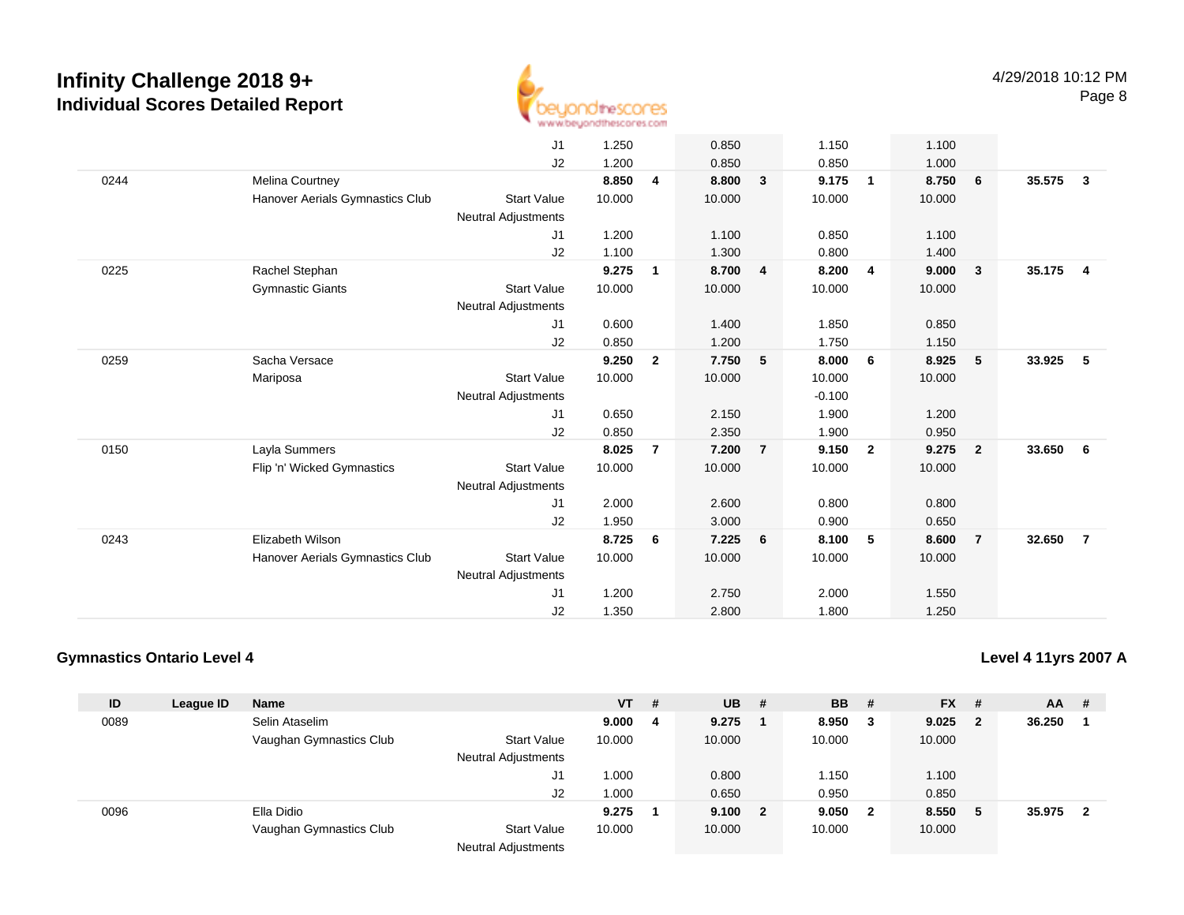# Infinity Challenge 2018 9+
## Individual Scores Detailed Report

| ID | League ID | Name | | VT | # | UB | # | BB | # | FX | # | AA | # |
|---|---|---|---|---|---|---|---|---|---|---|---|---|---|
| | | | J1 | 1.250 | | 0.850 | | 1.150 | | 1.100 | | | |
| | | | J2 | 1.200 | | 0.850 | | 0.850 | | 1.000 | | | |
| 0244 | | Melina Courtney | | **8.850** | **4** | **8.800** | **3** | **9.175** | **1** | **8.750** | **6** | **35.575** | **3** |
| | | Hanover Aerials Gymnastics Club | Start Value | 10.000 | | 10.000 | | 10.000 | | 10.000 | | | |
| | | | Neutral Adjustments | | | | | | | | | | |
| | | | J1 | 1.200 | | 1.100 | | 0.850 | | 1.100 | | | |
| | | | J2 | 1.100 | | 1.300 | | 0.800 | | 1.400 | | | |
| 0225 | | Rachel Stephan | | **9.275** | **1** | **8.700** | **4** | **8.200** | **4** | **9.000** | **3** | **35.175** | **4** |
| | | Gymnastic Giants | Start Value | 10.000 | | 10.000 | | 10.000 | | 10.000 | | | |
| | | | Neutral Adjustments | | | | | | | | | | |
| | | | J1 | 0.600 | | 1.400 | | 1.850 | | 0.850 | | | |
| | | | J2 | 0.850 | | 1.200 | | 1.750 | | 1.150 | | | |
| 0259 | | Sacha Versace | | **9.250** | **2** | **7.750** | **5** | **8.000** | **6** | **8.925** | **5** | **33.925** | **5** |
| | | Mariposa | Start Value | 10.000 | | 10.000 | | 10.000 | | 10.000 | | | |
| | | | Neutral Adjustments | | | | | -0.100 | | | | | |
| | | | J1 | 0.650 | | 2.150 | | 1.900 | | 1.200 | | | |
| | | | J2 | 0.850 | | 2.350 | | 1.900 | | 0.950 | | | |
| 0150 | | Layla Summers | | **8.025** | **7** | **7.200** | **7** | **9.150** | **2** | **9.275** | **2** | **33.650** | **6** |
| | | Flip 'n' Wicked Gymnastics | Start Value | 10.000 | | 10.000 | | 10.000 | | 10.000 | | | |
| | | | Neutral Adjustments | | | | | | | | | | |
| | | | J1 | 2.000 | | 2.600 | | 0.800 | | 0.800 | | | |
| | | | J2 | 1.950 | | 3.000 | | 0.900 | | 0.650 | | | |
| 0243 | | Elizabeth Wilson | | **8.725** | **6** | **7.225** | **6** | **8.100** | **5** | **8.600** | **7** | **32.650** | **7** |
| | | Hanover Aerials Gymnastics Club | Start Value | 10.000 | | 10.000 | | 10.000 | | 10.000 | | | |
| | | | Neutral Adjustments | | | | | | | | | | |
| | | | J1 | 1.200 | | 2.750 | | 2.000 | | 1.550 | | | |
| | | | J2 | 1.350 | | 2.800 | | 1.800 | | 1.250 | | | |

### Gymnastics Ontario Level 4

**Level 4 11yrs 2007 A**

| ID | League ID | Name | | VT | # | UB | # | BB | # | FX | # | AA | # |
|---|---|---|---|---|---|---|---|---|---|---|---|---|---|
| 0089 | | Selin Ataselim | | **9.000** | **4** | **9.275** | **1** | **8.950** | **3** | **9.025** | **2** | **36.250** | **1** |
| | | Vaughan Gymnastics Club | Start Value | 10.000 | | 10.000 | | 10.000 | | 10.000 | | | |
| | | | Neutral Adjustments | | | | | | | | | | |
| | | | J1 | 1.000 | | 0.800 | | 1.150 | | 1.100 | | | |
| | | | J2 | 1.000 | | 0.650 | | 0.950 | | 0.850 | | | |
| 0096 | | Ella Didio | | **9.275** | **1** | **9.100** | **2** | **9.050** | **2** | **8.550** | **5** | **35.975** | **2** |
| | | Vaughan Gymnastics Club | Start Value | 10.000 | | 10.000 | | 10.000 | | 10.000 | | | |
| | | | Neutral Adjustments | | | | | | | | | | |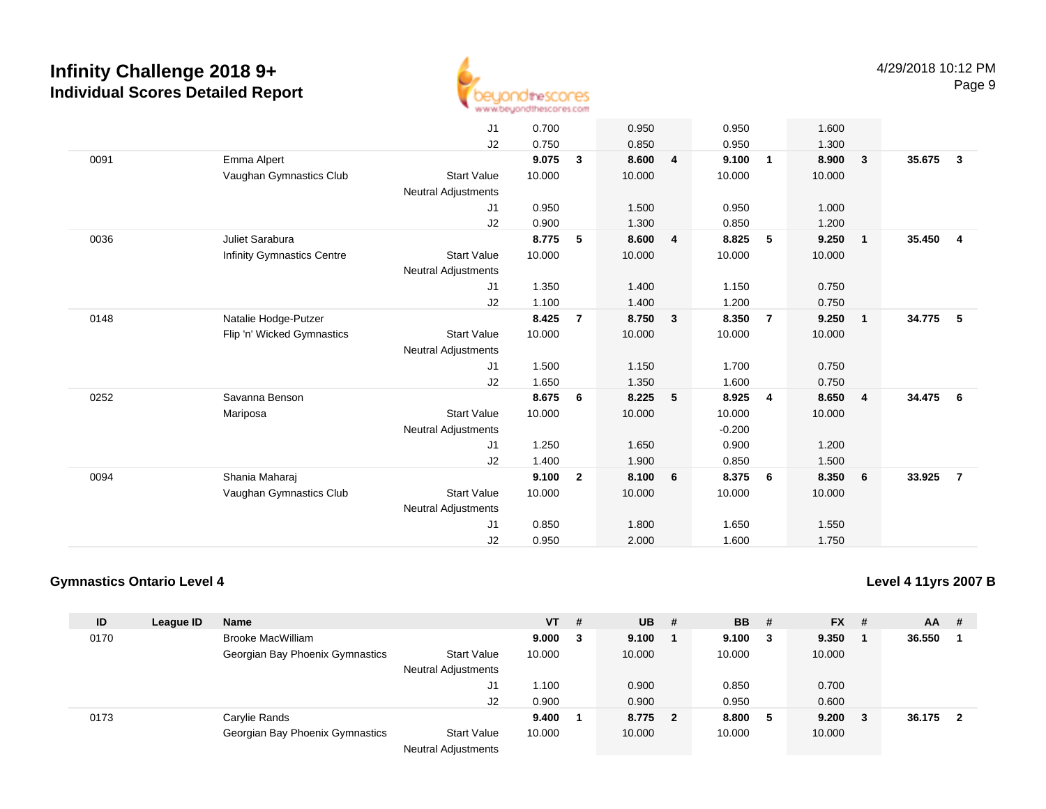# Infinity Challenge 2018 9+
## Individual Scores Detailed Report

4/29/2018 10:12 PM

| ID | League ID | Name | | VT | # | UB | # | BB | # | FX | # | AA | # |
|---|---|---|---|---|---|---|---|---|---|---|---|---|---|
| | | | J1 | 0.700 | | 0.950 | | 0.950 | | 1.600 | | | |
| | | | J2 | 0.750 | | 0.850 | | 0.950 | | 1.300 | | | |
| 0091 | | Emma Alpert | | **9.075** | **3** | **8.600** | **4** | **9.100** | **1** | **8.900** | **3** | **35.675** | **3** |
| | | Vaughan Gymnastics Club | Start Value | 10.000 | | 10.000 | | 10.000 | | 10.000 | | | |
| | | | Neutral Adjustments | | | | | | | | | | |
| | | | J1 | 0.950 | | 1.500 | | 0.950 | | 1.000 | | | |
| | | | J2 | 0.900 | | 1.300 | | 0.850 | | 1.200 | | | |
| 0036 | | Juliet Sarabura | | **8.775** | **5** | **8.600** | **4** | **8.825** | **5** | **9.250** | **1** | **35.450** | **4** |
| | | Infinity Gymnastics Centre | Start Value | 10.000 | | 10.000 | | 10.000 | | 10.000 | | | |
| | | | Neutral Adjustments | | | | | | | | | | |
| | | | J1 | 1.350 | | 1.400 | | 1.150 | | 0.750 | | | |
| | | | J2 | 1.100 | | 1.400 | | 1.200 | | 0.750 | | | |
| 0148 | | Natalie Hodge-Putzer | | **8.425** | **7** | **8.750** | **3** | **8.350** | **7** | **9.250** | **1** | **34.775** | **5** |
| | | Flip 'n' Wicked Gymnastics | Start Value | 10.000 | | 10.000 | | 10.000 | | 10.000 | | | |
| | | | Neutral Adjustments | | | | | | | | | | |
| | | | J1 | 1.500 | | 1.150 | | 1.700 | | 0.750 | | | |
| | | | J2 | 1.650 | | 1.350 | | 1.600 | | 0.750 | | | |
| 0252 | | Savanna Benson | | **8.675** | **6** | **8.225** | **5** | **8.925** | **4** | **8.650** | **4** | **34.475** | **6** |
| | | Mariposa | Start Value | 10.000 | | 10.000 | | 10.000 | | 10.000 | | | |
| | | | Neutral Adjustments | | | | | -0.200 | | | | | |
| | | | J1 | 1.250 | | 1.650 | | 0.900 | | 1.200 | | | |
| | | | J2 | 1.400 | | 1.900 | | 0.850 | | 1.500 | | | |
| 0094 | | Shania Maharaj | | **9.100** | **2** | **8.100** | **6** | **8.375** | **6** | **8.350** | **6** | **33.925** | **7** |
| | | Vaughan Gymnastics Club | Start Value | 10.000 | | 10.000 | | 10.000 | | 10.000 | | | |
| | | | Neutral Adjustments | | | | | | | | | | |
| | | | J1 | 0.850 | | 1.800 | | 1.650 | | 1.550 | | | |
| | | | J2 | 0.950 | | 2.000 | | 1.600 | | 1.750 | | | |

### Gymnastics Ontario Level 4

### Level 4 11yrs 2007 B

| ID | League ID | Name | | VT | # | UB | # | BB | # | FX | # | AA | # |
|---|---|---|---|---|---|---|---|---|---|---|---|---|---|
| 0170 | | Brooke MacWilliam | | **9.000** | **3** | **9.100** | **1** | **9.100** | **3** | **9.350** | **1** | **36.550** | **1** |
| | | Georgian Bay Phoenix Gymnastics | Start Value | 10.000 | | 10.000 | | 10.000 | | 10.000 | | | |
| | | | Neutral Adjustments | | | | | | | | | | |
| | | | J1 | 1.100 | | 0.900 | | 0.850 | | 0.700 | | | |
| | | | J2 | 0.900 | | 0.900 | | 0.950 | | 0.600 | | | |
| 0173 | | Carylie Rands | | **9.400** | **1** | **8.775** | **2** | **8.800** | **5** | **9.200** | **3** | **36.175** | **2** |
| | | Georgian Bay Phoenix Gymnastics | Start Value | 10.000 | | 10.000 | | 10.000 | | 10.000 | | | |
| | | | Neutral Adjustments | | | | | | | | | | |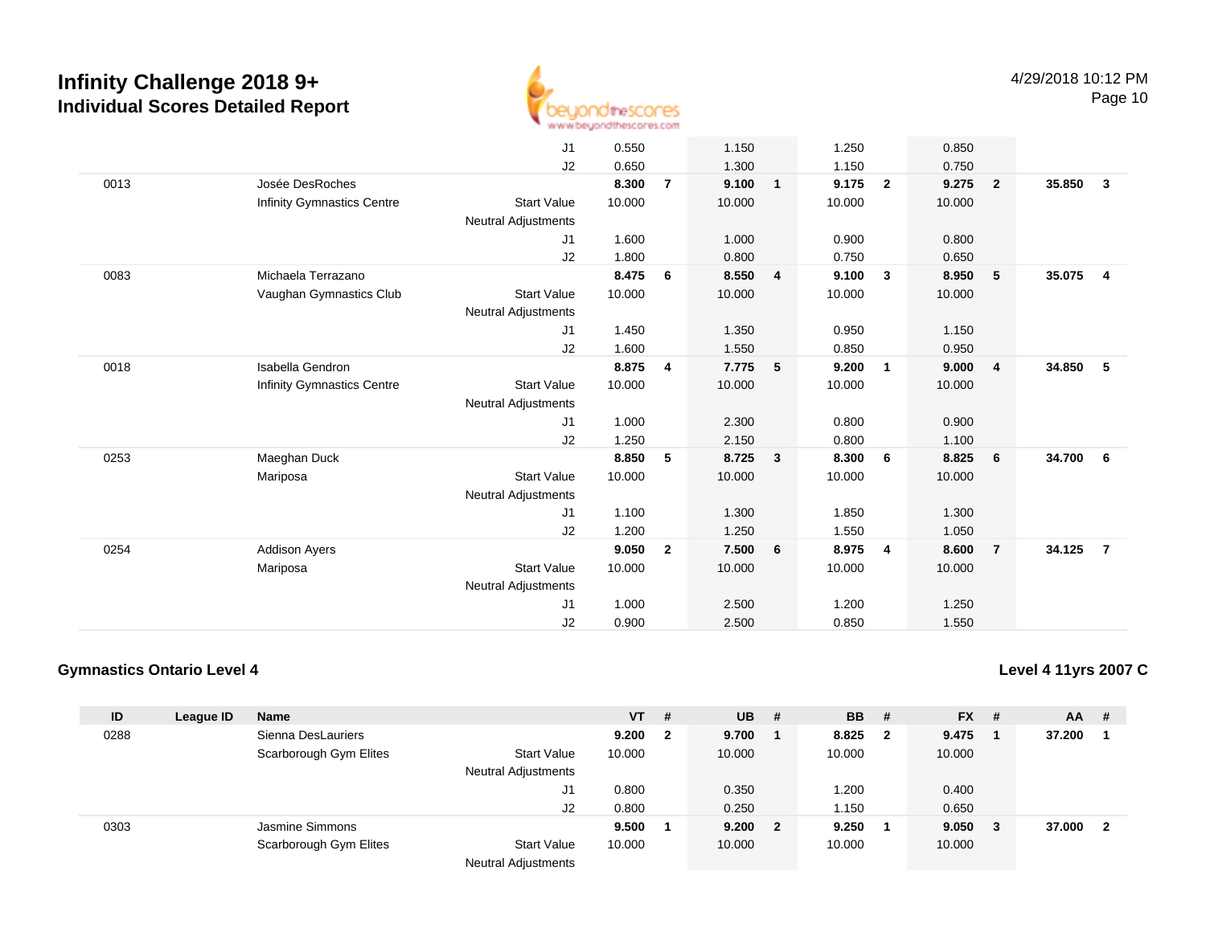# Infinity Challenge 2018 9+

## Individual Scores Detailed Report

4/29/2018 10:12 PM

| ID | League ID | Name | | VT | # | UB | # | BB | # | FX | # | AA | # |
|---|---|---|---|---|---|---|---|---|---|---|---|---|---|
| | | | J1 | 0.550 | | 1.150 | | 1.250 | | 0.850 | | | |
| | | | J2 | 0.650 | | 1.300 | | 1.150 | | 0.750 | | | |
| 0013 | | Josée DesRoches | | **8.300** | **7** | **9.100** | **1** | **9.175** | **2** | **9.275** | **2** | **35.850** | **3** |
| | | Infinity Gymnastics Centre | Start Value | 10.000 | | 10.000 | | 10.000 | | 10.000 | | | |
| | | | Neutral Adjustments | | | | | | | | | | |
| | | | J1 | 1.600 | | 1.000 | | 0.900 | | 0.800 | | | |
| | | | J2 | 1.800 | | 0.800 | | 0.750 | | 0.650 | | | |
| 0083 | | Michaela Terrazano | | **8.475** | **6** | **8.550** | **4** | **9.100** | **3** | **8.950** | **5** | **35.075** | **4** |
| | | Vaughan Gymnastics Club | Start Value | 10.000 | | 10.000 | | 10.000 | | 10.000 | | | |
| | | | Neutral Adjustments | | | | | | | | | | |
| | | | J1 | 1.450 | | 1.350 | | 0.950 | | 1.150 | | | |
| | | | J2 | 1.600 | | 1.550 | | 0.850 | | 0.950 | | | |
| 0018 | | Isabella Gendron | | **8.875** | **4** | **7.775** | **5** | **9.200** | **1** | **9.000** | **4** | **34.850** | **5** |
| | | Infinity Gymnastics Centre | Start Value | 10.000 | | 10.000 | | 10.000 | | 10.000 | | | |
| | | | Neutral Adjustments | | | | | | | | | | |
| | | | J1 | 1.000 | | 2.300 | | 0.800 | | 0.900 | | | |
| | | | J2 | 1.250 | | 2.150 | | 0.800 | | 1.100 | | | |
| 0253 | | Maeghan Duck | | **8.850** | **5** | **8.725** | **3** | **8.300** | **6** | **8.825** | **6** | **34.700** | **6** |
| | | Mariposa | Start Value | 10.000 | | 10.000 | | 10.000 | | 10.000 | | | |
| | | | Neutral Adjustments | | | | | | | | | | |
| | | | J1 | 1.100 | | 1.300 | | 1.850 | | 1.300 | | | |
| | | | J2 | 1.200 | | 1.250 | | 1.550 | | 1.050 | | | |
| 0254 | | Addison Ayers | | **9.050** | **2** | **7.500** | **6** | **8.975** | **4** | **8.600** | **7** | **34.125** | **7** |
| | | Mariposa | Start Value | 10.000 | | 10.000 | | 10.000 | | 10.000 | | | |
| | | | Neutral Adjustments | | | | | | | | | | |
| | | | J1 | 1.000 | | 2.500 | | 1.200 | | 1.250 | | | |
| | | | J2 | 0.900 | | 2.500 | | 0.850 | | 1.550 | | | |

### Gymnastics Ontario Level 4

### Level 4 11yrs 2007 C

| ID | League ID | Name | | VT | # | UB | # | BB | # | FX | # | AA | # |
|---|---|---|---|---|---|---|---|---|---|---|---|---|---|
| 0288 | | Sienna DesLauriers | | **9.200** | **2** | **9.700** | **1** | **8.825** | **2** | **9.475** | **1** | **37.200** | **1** |
| | | Scarborough Gym Elites | Start Value | 10.000 | | 10.000 | | 10.000 | | 10.000 | | | |
| | | | Neutral Adjustments | | | | | | | | | | |
| | | | J1 | 0.800 | | 0.350 | | 1.200 | | 0.400 | | | |
| | | | J2 | 0.800 | | 0.250 | | 1.150 | | 0.650 | | | |
| 0303 | | Jasmine Simmons | | **9.500** | **1** | **9.200** | **2** | **9.250** | **1** | **9.050** | **3** | **37.000** | **2** |
| | | Scarborough Gym Elites | Start Value | 10.000 | | 10.000 | | 10.000 | | 10.000 | | | |
| | | | Neutral Adjustments | | | | | | | | | | |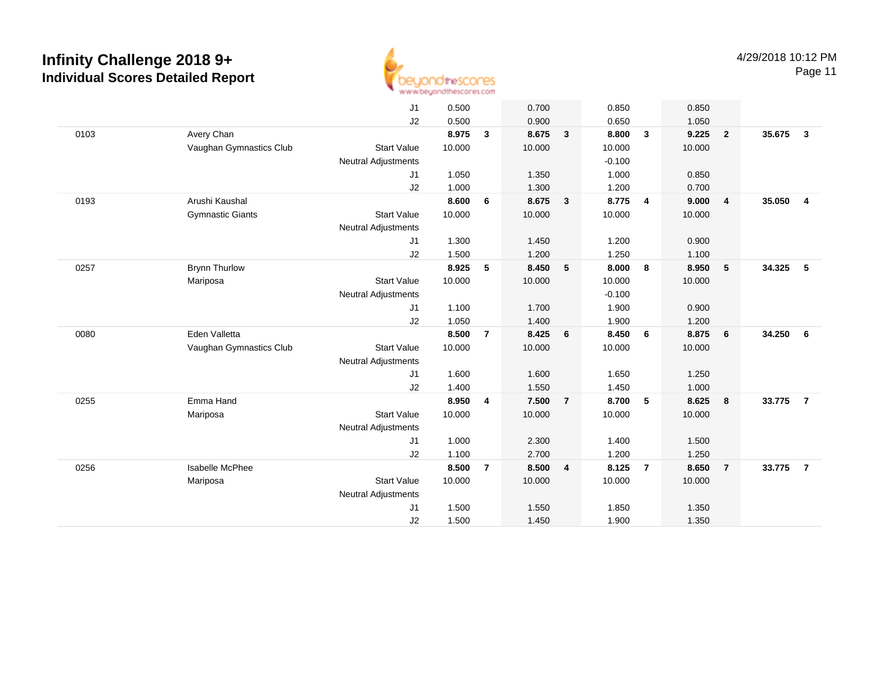# Infinity Challenge 2018 9+

## Individual Scores Detailed Report

4/29/2018 10:12 PM

| | | | | | | | | | | | | |
|---|---|---|---|---|---|---|---|---|---|---|---|---|
| | | J1 | 0.500 | | 0.700 | | 0.850 | | 0.850 | | | |
| | | J2 | 0.500 | | 0.900 | | 0.650 | | 1.050 | | | |
| 0103 | Avery Chan | | **8.975** | **3** | **8.675** | **3** | **8.800** | **3** | **9.225** | **2** | **35.675** | **3** |
| | Vaughan Gymnastics Club | Start Value | 10.000 | | 10.000 | | 10.000 | | 10.000 | | | |
| | | Neutral Adjustments | | | | | -0.100 | | | | | |
| | | J1 | 1.050 | | 1.350 | | 1.000 | | 0.850 | | | |
| | | J2 | 1.000 | | 1.300 | | 1.200 | | 0.700 | | | |
| 0193 | Arushi Kaushal | | **8.600** | **6** | **8.675** | **3** | **8.775** | **4** | **9.000** | **4** | **35.050** | **4** |
| | Gymnastic Giants | Start Value | 10.000 | | 10.000 | | 10.000 | | 10.000 | | | |
| | | Neutral Adjustments | | | | | | | | | | |
| | | J1 | 1.300 | | 1.450 | | 1.200 | | 0.900 | | | |
| | | J2 | 1.500 | | 1.200 | | 1.250 | | 1.100 | | | |
| 0257 | Brynn Thurlow | | **8.925** | **5** | **8.450** | **5** | **8.000** | **8** | **8.950** | **5** | **34.325** | **5** |
| | Mariposa | Start Value | 10.000 | | 10.000 | | 10.000 | | 10.000 | | | |
| | | Neutral Adjustments | | | | | -0.100 | | | | | |
| | | J1 | 1.100 | | 1.700 | | 1.900 | | 0.900 | | | |
| | | J2 | 1.050 | | 1.400 | | 1.900 | | 1.200 | | | |
| 0080 | Eden Valletta | | **8.500** | **7** | **8.425** | **6** | **8.450** | **6** | **8.875** | **6** | **34.250** | **6** |
| | Vaughan Gymnastics Club | Start Value | 10.000 | | 10.000 | | 10.000 | | 10.000 | | | |
| | | Neutral Adjustments | | | | | | | | | | |
| | | J1 | 1.600 | | 1.600 | | 1.650 | | 1.250 | | | |
| | | J2 | 1.400 | | 1.550 | | 1.450 | | 1.000 | | | |
| 0255 | Emma Hand | | **8.950** | **4** | **7.500** | **7** | **8.700** | **5** | **8.625** | **8** | **33.775** | **7** |
| | Mariposa | Start Value | 10.000 | | 10.000 | | 10.000 | | 10.000 | | | |
| | | Neutral Adjustments | | | | | | | | | | |
| | | J1 | 1.000 | | 2.300 | | 1.400 | | 1.500 | | | |
| | | J2 | 1.100 | | 2.700 | | 1.200 | | 1.250 | | | |
| 0256 | Isabelle McPhee | | **8.500** | **7** | **8.500** | **4** | **8.125** | **7** | **8.650** | **7** | **33.775** | **7** |
| | Mariposa | Start Value | 10.000 | | 10.000 | | 10.000 | | 10.000 | | | |
| | | Neutral Adjustments | | | | | | | | | | |
| | | J1 | 1.500 | | 1.550 | | 1.850 | | 1.350 | | | |
| | | J2 | 1.500 | | 1.450 | | 1.900 | | 1.350 | | | |